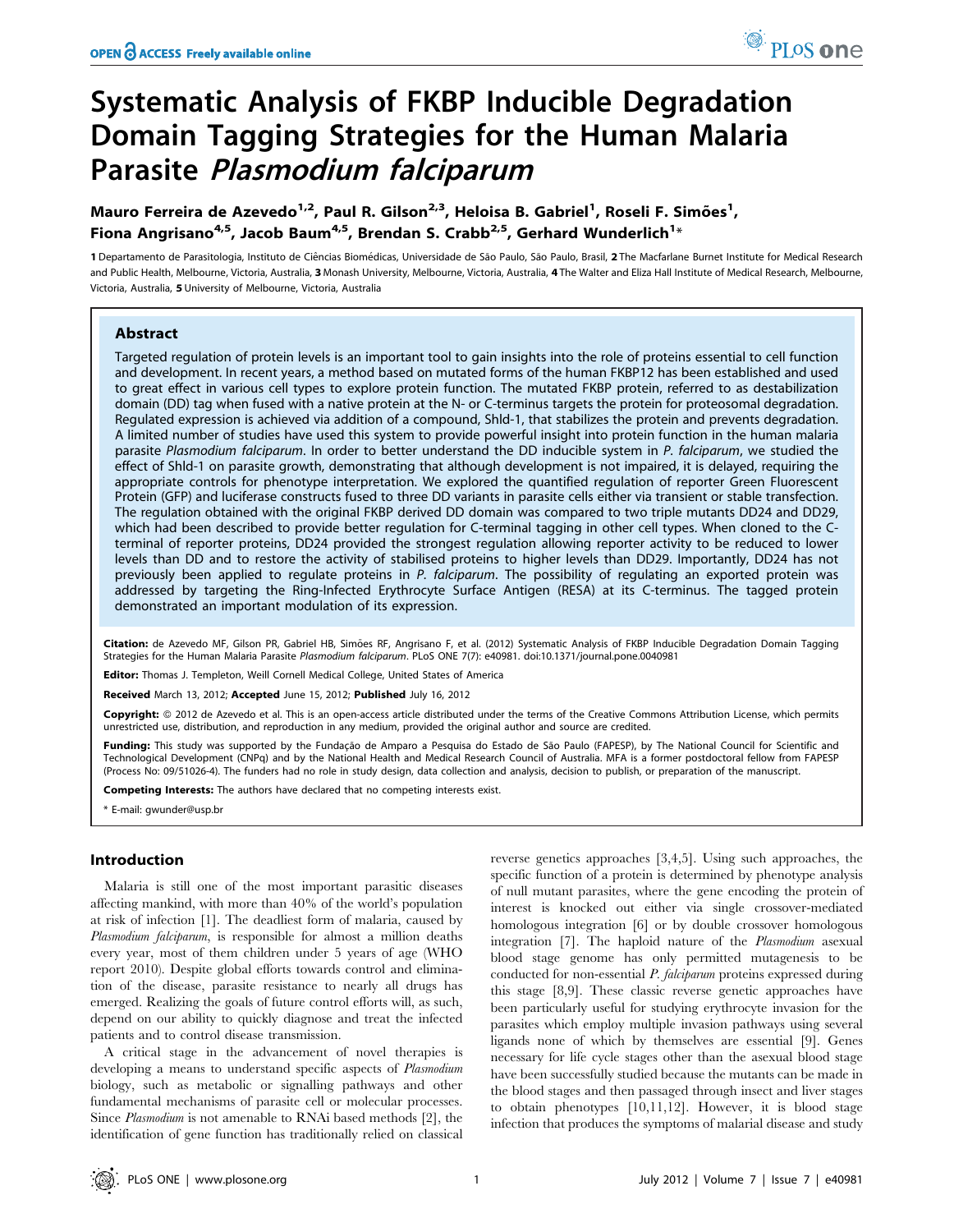# Systematic Analysis of FKBP Inducible Degradation Domain Tagging Strategies for the Human Malaria Parasite *Plasmodium falciparum*

**Mauro Ferreira de Azevedo[1,2], Paul R. Gilson[2,3], Heloisa B. Gabriel[1], Roseli F. Simões[1], Fiona Angrisano[4,5], Jacob Baum[4,5], Brendan S. Crabb[2,5], Gerhard Wunderlich[1]***

1 Departamento de Parasitologia, Instituto de Ciências Biomédicas, Universidade de São Paulo, São Paulo, Brasil, 2 The Macfarlane Burnet Institute for Medical Research and Public Health, Melbourne, Victoria, Australia, 3 Monash University, Melbourne, Victoria, Australia, 4 The Walter and Eliza Hall Institute of Medical Research, Melbourne, Victoria, Australia, 5 University of Melbourne, Victoria, Australia

## Abstract

Targeted regulation of protein levels is an important tool to gain insights into the role of proteins essential to cell function and development. In recent years, a method based on mutated forms of the human FKBP12 has been established and used to great effect in various cell types to explore protein function. The mutated FKBP protein, referred to as destabilization domain (DD) tag when fused with a native protein at the N- or C-terminus targets the protein for proteosomal degradation. Regulated expression is achieved via addition of a compound, Shld-1, that stabilizes the protein and prevents degradation. A limited number of studies have used this system to provide powerful insight into protein function in the human malaria parasite *Plasmodium falciparum*. In order to better understand the DD inducible system in *P. falciparum*, we studied the effect of Shld-1 on parasite growth, demonstrating that although development is not impaired, it is delayed, requiring the appropriate controls for phenotype interpretation. We explored the quantified regulation of reporter Green Fluorescent Protein (GFP) and luciferase constructs fused to three DD variants in parasite cells either via transient or stable transfection. The regulation obtained with the original FKBP derived DD domain was compared to two triple mutants DD24 and DD29, which had been described to provide better regulation for C-terminal tagging in other cell types. When cloned to the C-terminal of reporter proteins, DD24 provided the strongest regulation allowing reporter activity to be reduced to lower levels than DD and to restore the activity of stabilised proteins to higher levels than DD29. Importantly, DD24 has not previously been applied to regulate proteins in *P. falciparum*. The possibility of regulating an exported protein was addressed by targeting the Ring-Infected Erythrocyte Surface Antigen (RESA) at its C-terminus. The tagged protein demonstrated an important modulation of its expression.

**Citation:** de Azevedo MF, Gilson PR, Gabriel HB, Simões RF, Angrisano F, et al. (2012) Systematic Analysis of FKBP Inducible Degradation Domain Tagging Strategies for the Human Malaria Parasite *Plasmodium falciparum*. PLoS ONE 7(7): e40981. doi:10.1371/journal.pone.0040981

**Editor:** Thomas J. Templeton, Weill Cornell Medical College, United States of America

**Received** March 13, 2012; **Accepted** June 15, 2012; **Published** July 16, 2012

**Copyright:** © 2012 de Azevedo et al. This is an open-access article distributed under the terms of the Creative Commons Attribution License, which permits unrestricted use, distribution, and reproduction in any medium, provided the original author and source are credited.

**Funding:** This study was supported by the Fundação de Amparo a Pesquisa do Estado de São Paulo (FAPESP), by The National Council for Scientific and Technological Development (CNPq) and by the National Health and Medical Research Council of Australia. MFA is a former postdoctoral fellow from FAPESP (Process No: 09/51026-4). The funders had no role in study design, data collection and analysis, decision to publish, or preparation of the manuscript.

**Competing Interests:** The authors have declared that no competing interests exist.

\* E-mail: gwunder@usp.br

## Introduction

Malaria is still one of the most important parasitic diseases affecting mankind, with more than 40% of the world's population at risk of infection [1]. The deadliest form of malaria, caused by *Plasmodium falciparum*, is responsible for almost a million deaths every year, most of them children under 5 years of age (WHO report 2010). Despite global efforts towards control and elimination of the disease, parasite resistance to nearly all drugs has emerged. Realizing the goals of future control efforts will, as such, depend on our ability to quickly diagnose and treat the infected patients and to control disease transmission.

A critical stage in the advancement of novel therapies is developing a means to understand specific aspects of *Plasmodium* biology, such as metabolic or signalling pathways and other fundamental mechanisms of parasite cell or molecular processes. Since *Plasmodium* is not amenable to RNAi based methods [2], the identification of gene function has traditionally relied on classical reverse genetics approaches [3,4,5]. Using such approaches, the specific function of a protein is determined by phenotype analysis of null mutant parasites, where the gene encoding the protein of interest is knocked out either via single crossover-mediated homologous integration [6] or by double crossover homologous integration [7]. The haploid nature of the *Plasmodium* asexual blood stage genome has only permitted mutagenesis to be conducted for non-essential *P. falciparum* proteins expressed during this stage [8,9]. These classic reverse genetic approaches have been particularly useful for studying erythrocyte invasion for the parasites which employ multiple invasion pathways using several ligands none of which by themselves are essential [9]. Genes necessary for life cycle stages other than the asexual blood stage have been successfully studied because the mutants can be made in the blood stages and then passaged through insect and liver stages to obtain phenotypes [10,11,12]. However, it is blood stage infection that produces the symptoms of malarial disease and study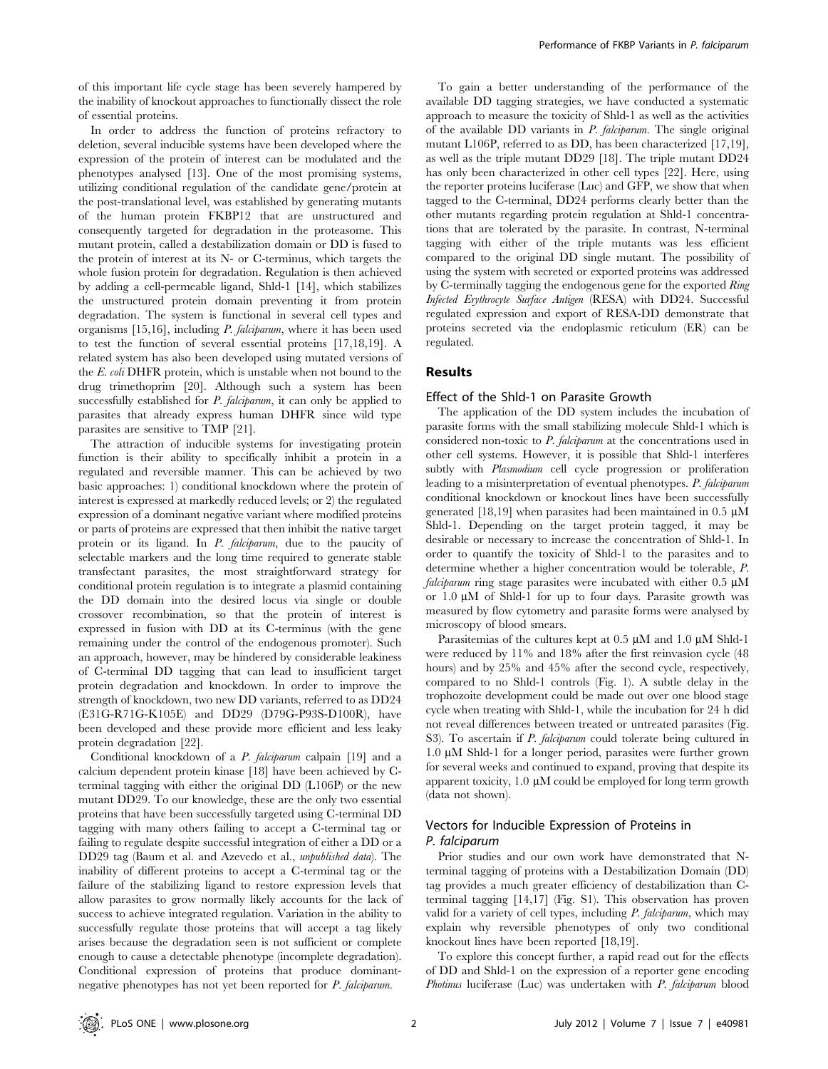of this important life cycle stage has been severely hampered by the inability of knockout approaches to functionally dissect the role of essential proteins.

In order to address the function of proteins refractory to deletion, several inducible systems have been developed where the expression of the protein of interest can be modulated and the phenotypes analysed [13]. One of the most promising systems, utilizing conditional regulation of the candidate gene/protein at the post-translational level, was established by generating mutants of the human protein FKBP12 that are unstructured and consequently targeted for degradation in the proteasome. This mutant protein, called a destabilization domain or DD is fused to the protein of interest at its N- or C-terminus, which targets the whole fusion protein for degradation. Regulation is then achieved by adding a cell-permeable ligand, Shld-1 [14], which stabilizes the unstructured protein domain preventing it from protein degradation. The system is functional in several cell types and organisms [15,16], including *P. falciparum*, where it has been used to test the function of several essential proteins [17,18,19]. A related system has also been developed using mutated versions of the *E. coli* DHFR protein, which is unstable when not bound to the drug trimethoprim [20]. Although such a system has been successfully established for *P. falciparum*, it can only be applied to parasites that already express human DHFR since wild type parasites are sensitive to TMP [21].

The attraction of inducible systems for investigating protein function is their ability to specifically inhibit a protein in a regulated and reversible manner. This can be achieved by two basic approaches: 1) conditional knockdown where the protein of interest is expressed at markedly reduced levels; or 2) the regulated expression of a dominant negative variant where modified proteins or parts of proteins are expressed that then inhibit the native target protein or its ligand. In *P. falciparum*, due to the paucity of selectable markers and the long time required to generate stable transfectant parasites, the most straightforward strategy for conditional protein regulation is to integrate a plasmid containing the DD domain into the desired locus via single or double crossover recombination, so that the protein of interest is expressed in fusion with DD at its C-terminus (with the gene remaining under the control of the endogenous promoter). Such an approach, however, may be hindered by considerable leakiness of C-terminal DD tagging that can lead to insufficient target protein degradation and knockdown. In order to improve the strength of knockdown, two new DD variants, referred to as DD24 (E31G-R71G-K105E) and DD29 (D79G-P93S-D100R), have been developed and these provide more efficient and less leaky protein degradation [22].

Conditional knockdown of a *P. falciparum* calpain [19] and a calcium dependent protein kinase [18] have been achieved by C-terminal tagging with either the original DD (L106P) or the new mutant DD29. To our knowledge, these are the only two essential proteins that have been successfully targeted using C-terminal DD tagging with many others failing to accept a C-terminal tag or failing to regulate despite successful integration of either a DD or a DD29 tag (Baum et al. and Azevedo et al., *unpublished data*). The inability of different proteins to accept a C-terminal tag or the failure of the stabilizing ligand to restore expression levels that allow parasites to grow normally likely accounts for the lack of success to achieve integrated regulation. Variation in the ability to successfully regulate those proteins that will accept a tag likely arises because the degradation seen is not sufficient or complete enough to cause a detectable phenotype (incomplete degradation). Conditional expression of proteins that produce dominant-negative phenotypes has not yet been reported for *P. falciparum*.

To gain a better understanding of the performance of the available DD tagging strategies, we have conducted a systematic approach to measure the toxicity of Shld-1 as well as the activities of the available DD variants in *P. falciparum*. The single original mutant L106P, referred to as DD, has been characterized [17,19], as well as the triple mutant DD29 [18]. The triple mutant DD24 has only been characterized in other cell types [22]. Here, using the reporter proteins luciferase (Luc) and GFP, we show that when tagged to the C-terminal, DD24 performs clearly better than the other mutants regarding protein regulation at Shld-1 concentrations that are tolerated by the parasite. In contrast, N-terminal tagging with either of the triple mutants was less efficient compared to the original DD single mutant. The possibility of using the system with secreted or exported proteins was addressed by C-terminally tagging the endogenous gene for the exported *Ring Infected Erythrocyte Surface Antigen* (RESA) with DD24. Successful regulated expression and export of RESA-DD demonstrate that proteins secreted via the endoplasmic reticulum (ER) can be regulated.

## Results

### Effect of the Shld-1 on Parasite Growth

The application of the DD system includes the incubation of parasite forms with the small stabilizing molecule Shld-1 which is considered non-toxic to *P. falciparum* at the concentrations used in other cell systems. However, it is possible that Shld-1 interferes subtly with *Plasmodium* cell cycle progression or proliferation leading to a misinterpretation of eventual phenotypes. *P. falciparum* conditional knockdown or knockout lines have been successfully generated [18,19] when parasites had been maintained in 0.5 µM Shld-1. Depending on the target protein tagged, it may be desirable or necessary to increase the concentration of Shld-1. In order to quantify the toxicity of Shld-1 to the parasites and to determine whether a higher concentration would be tolerable, *P. falciparum* ring stage parasites were incubated with either 0.5 µM or 1.0 µM of Shld-1 for up to four days. Parasite growth was measured by flow cytometry and parasite forms were analysed by microscopy of blood smears.

Parasitemias of the cultures kept at 0.5 µM and 1.0 µM Shld-1 were reduced by 11% and 18% after the first reinvasion cycle (48 hours) and by 25% and 45% after the second cycle, respectively, compared to no Shld-1 controls (Fig. 1). A subtle delay in the trophozoite development could be made out over one blood stage cycle when treating with Shld-1, while the incubation for 24 h did not reveal differences between treated or untreated parasites (Fig. S3). To ascertain if *P. falciparum* could tolerate being cultured in 1.0 µM Shld-1 for a longer period, parasites were further grown for several weeks and continued to expand, proving that despite its apparent toxicity, 1.0 µM could be employed for long term growth (data not shown).

### Vectors for Inducible Expression of Proteins in *P. falciparum*

Prior studies and our own work have demonstrated that N-terminal tagging of proteins with a Destabilization Domain (DD) tag provides a much greater efficiency of destabilization than C-terminal tagging [14,17] (Fig. S1). This observation has proven valid for a variety of cell types, including *P. falciparum*, which may explain why reversible phenotypes of only two conditional knockout lines have been reported [18,19].

To explore this concept further, a rapid read out for the effects of DD and Shld-1 on the expression of a reporter gene encoding *Photinus* luciferase (Luc) was undertaken with *P. falciparum* blood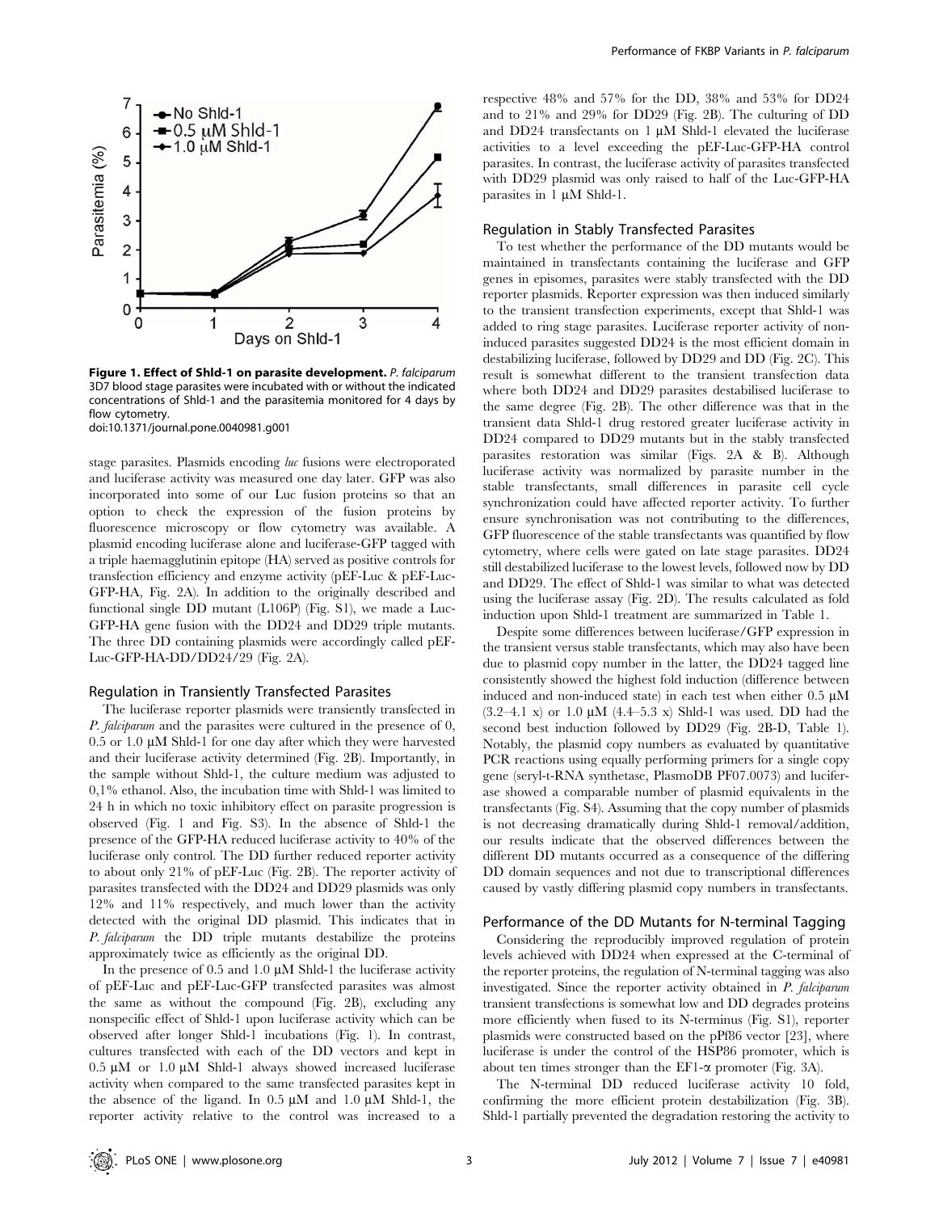Figure 1. Effect of Shld-1 on parasite development. *P. falciparum* 3D7 blood stage parasites were incubated with or without the indicated concentrations of Shld-1 and the parasitemia monitored for 4 days by flow cytometry.
doi:10.1371/journal.pone.0040981.g001

stage parasites. Plasmids encoding *luc* fusions were electroporated and luciferase activity was measured one day later. GFP was also incorporated into some of our Luc fusion proteins so that an option to check the expression of the fusion proteins by fluorescence microscopy or flow cytometry was available. A plasmid encoding luciferase alone and luciferase-GFP tagged with a triple haemagglutinin epitope (HA) served as positive controls for transfection efficiency and enzyme activity (pEF-Luc & pEF-Luc-GFP-HA, Fig. 2A). In addition to the originally described and functional single DD mutant (L106P) (Fig. S1), we made a Luc-GFP-HA gene fusion with the DD24 and DD29 triple mutants. The three DD containing plasmids were accordingly called pEF-Luc-GFP-HA-DD/DD24/29 (Fig. 2A).

## Regulation in Transiently Transfected Parasites

The luciferase reporter plasmids were transiently transfected in *P. falciparum* and the parasites were cultured in the presence of 0, 0.5 or 1.0 µM Shld-1 for one day after which they were harvested and their luciferase activity determined (Fig. 2B). Importantly, in the sample without Shld-1, the culture medium was adjusted to 0,1% ethanol. Also, the incubation time with Shld-1 was limited to 24 h in which no toxic inhibitory effect on parasite progression is observed (Fig. 1 and Fig. S3). In the absence of Shld-1 the presence of the GFP-HA reduced luciferase activity to 40% of the luciferase only control. The DD further reduced reporter activity to about only 21% of pEF-Luc (Fig. 2B). The reporter activity of parasites transfected with the DD24 and DD29 plasmids was only 12% and 11% respectively, and much lower than the activity detected with the original DD plasmid. This indicates that in *P. falciparum* the DD triple mutants destabilize the proteins approximately twice as efficiently as the original DD.

In the presence of 0.5 and 1.0 µM Shld-1 the luciferase activity of pEF-Luc and pEF-Luc-GFP transfected parasites was almost the same as without the compound (Fig. 2B), excluding any nonspecific effect of Shld-1 upon luciferase activity which can be observed after longer Shld-1 incubations (Fig. 1). In contrast, cultures transfected with each of the DD vectors and kept in 0.5 µM or 1.0 µM Shld-1 always showed increased luciferase activity when compared to the same transfected parasites kept in the absence of the ligand. In 0.5 µM and 1.0 µM Shld-1, the reporter activity relative to the control was increased to a respective 48% and 57% for the DD, 38% and 53% for DD24 and to 21% and 29% for DD29 (Fig. 2B). The culturing of DD and DD24 transfectants on 1 µM Shld-1 elevated the luciferase activities to a level exceeding the pEF-Luc-GFP-HA control parasites. In contrast, the luciferase activity of parasites transfected with DD29 plasmid was only raised to half of the Luc-GFP-HA parasites in 1 µM Shld-1.

## Regulation in Stably Transfected Parasites

To test whether the performance of the DD mutants would be maintained in transfectants containing the luciferase and GFP genes in episomes, parasites were stably transfected with the DD reporter plasmids. Reporter expression was then induced similarly to the transient transfection experiments, except that Shld-1 was added to ring stage parasites. Luciferase reporter activity of non-induced parasites suggested DD24 is the most efficient domain in destabilizing luciferase, followed by DD29 and DD (Fig. 2C). This result is somewhat different to the transient transfection data where both DD24 and DD29 parasites destabilised luciferase to the same degree (Fig. 2B). The other difference was that in the transient data Shld-1 drug restored greater luciferase activity in DD24 compared to DD29 mutants but in the stably transfected parasites restoration was similar (Figs. 2A & B). Although luciferase activity was normalized by parasite number in the stable transfectants, small differences in parasite cell cycle synchronization could have affected reporter activity. To further ensure synchronisation was not contributing to the differences, GFP fluorescence of the stable transfectants was quantified by flow cytometry, where cells were gated on late stage parasites. DD24 still destabilized luciferase to the lowest levels, followed now by DD and DD29. The effect of Shld-1 was similar to what was detected using the luciferase assay (Fig. 2D). The results calculated as fold induction upon Shld-1 treatment are summarized in Table 1.

Despite some differences between luciferase/GFP expression in the transient versus stable transfectants, which may also have been due to plasmid copy number in the latter, the DD24 tagged line consistently showed the highest fold induction (difference between induced and non-induced state) in each test when either 0.5 µM (3.2–4.1 x) or 1.0 µM (4.4–5.3 x) Shld-1 was used. DD had the second best induction followed by DD29 (Fig. 2B-D, Table 1). Notably, the plasmid copy numbers as evaluated by quantitative PCR reactions using equally performing primers for a single copy gene (seryl-t-RNA synthetase, PlasmoDB PF07.0073) and luciferase showed a comparable number of plasmid equivalents in the transfectants (Fig. S4). Assuming that the copy number of plasmids is not decreasing dramatically during Shld-1 removal/addition, our results indicate that the observed differences between the different DD mutants occurred as a consequence of the differing DD domain sequences and not due to transcriptional differences caused by vastly differing plasmid copy numbers in transfectants.

## Performance of the DD Mutants for N-terminal Tagging

Considering the reproducibly improved regulation of protein levels achieved with DD24 when expressed at the C-terminal of the reporter proteins, the regulation of N-terminal tagging was also investigated. Since the reporter activity obtained in *P. falciparum* transient transfections is somewhat low and DD degrades proteins more efficiently when fused to its N-terminus (Fig. S1), reporter plasmids were constructed based on the pPf86 vector [23], where luciferase is under the control of the HSP86 promoter, which is about ten times stronger than the EF1-α promoter (Fig. 3A).

The N-terminal DD reduced luciferase activity 10 fold, confirming the more efficient protein destabilization (Fig. 3B). Shld-1 partially prevented the degradation restoring the activity to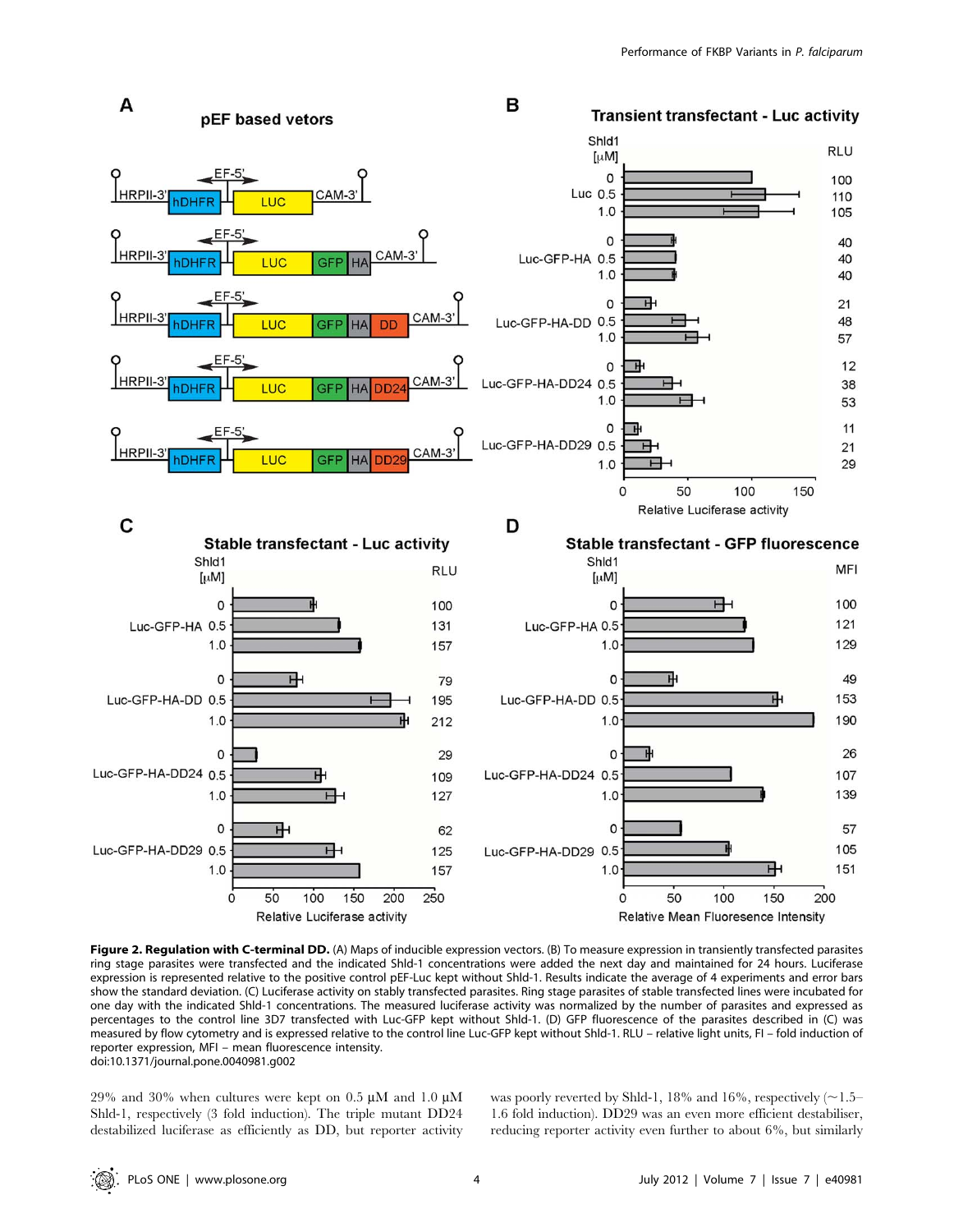**Figure 2. Regulation with C-terminal DD.** (A) Maps of inducible expression vectors. (B) To measure expression in transiently transfected parasites ring stage parasites were transfected and the indicated Shld-1 concentrations were added the next day and maintained for 24 hours. Luciferase expression is represented relative to the positive control pEF-Luc kept without Shld-1. Results indicate the average of 4 experiments and error bars show the standard deviation. (C) Luciferase activity on stably transfected parasites. Ring stage parasites of stable transfected lines were incubated for one day with the indicated Shld-1 concentrations. The measured luciferase activity was normalized by the number of parasites and expressed as percentages to the control line 3D7 transfected with Luc-GFP kept without Shld-1. (D) GFP fluorescence of the parasites described in (C) was measured by flow cytometry and is expressed relative to the control line Luc-GFP kept without Shld-1. RLU – relative light units, FI – fold induction of reporter expression, MFI – mean fluorescence intensity.
doi:10.1371/journal.pone.0040981.g002

29% and 30% when cultures were kept on 0.5 µM and 1.0 µM Shld-1, respectively (3 fold induction). The triple mutant DD24 destabilized luciferase as efficiently as DD, but reporter activity was poorly reverted by Shld-1, 18% and 16%, respectively (~1.5–1.6 fold induction). DD29 was an even more efficient destabiliser, reducing reporter activity even further to about 6%, but similarly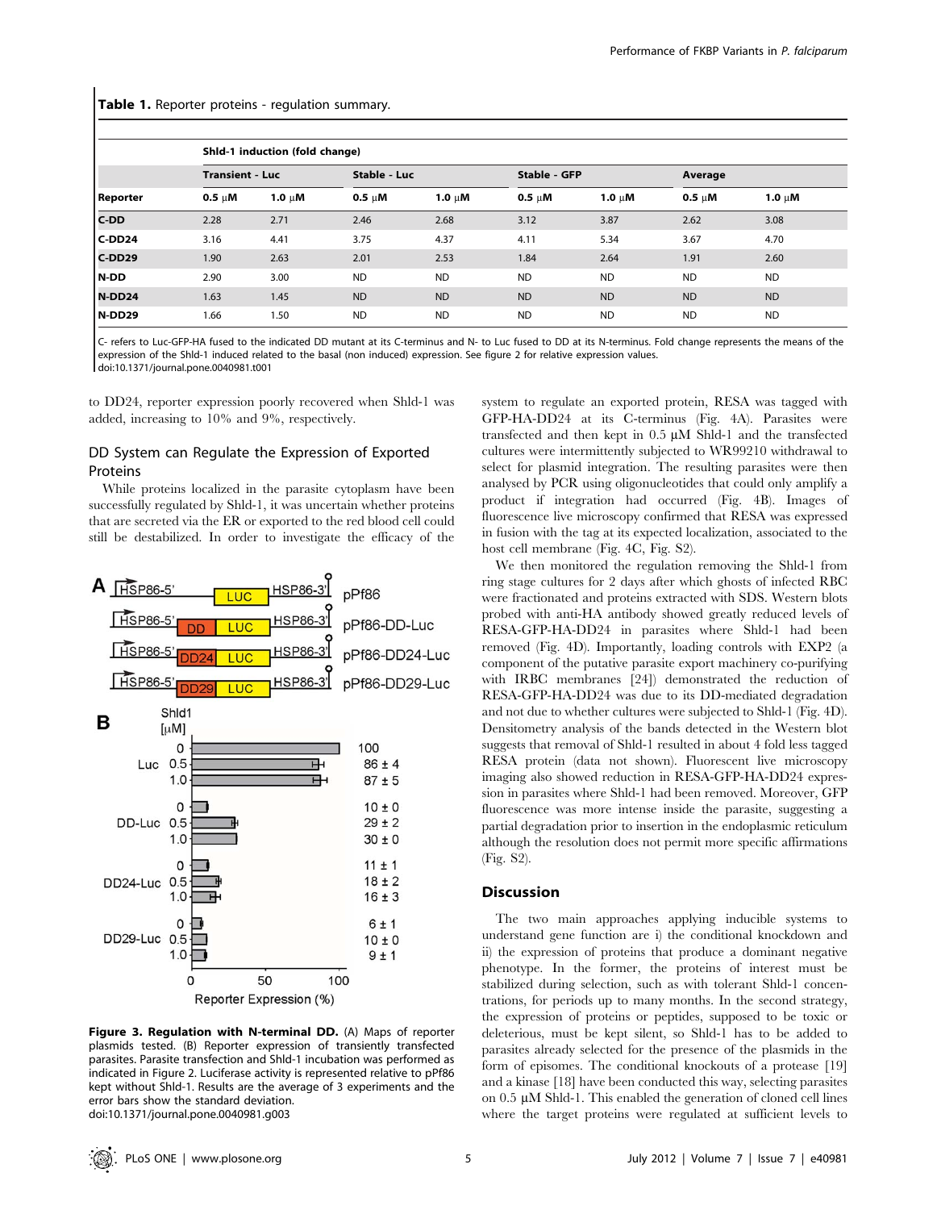**Table 1.** Reporter proteins - regulation summary.

| | Shld-1 induction (fold change) | | | | | | | |
|---|---|---|---|---|---|---|---|---|
| | Transient - Luc | | Stable - Luc | | Stable - GFP | | Average | |
| Reporter | 0.5 μM | 1.0 μM | 0.5 μM | 1.0 μM | 0.5 μM | 1.0 μM | 0.5 μM | 1.0 μM |
| C-DD | 2.28 | 2.71 | 2.46 | 2.68 | 3.12 | 3.87 | 2.62 | 3.08 |
| C-DD24 | 3.16 | 4.41 | 3.75 | 4.37 | 4.11 | 5.34 | 3.67 | 4.70 |
| C-DD29 | 1.90 | 2.63 | 2.01 | 2.53 | 1.84 | 2.64 | 1.91 | 2.60 |
| N-DD | 2.90 | 3.00 | ND | ND | ND | ND | ND | ND |
| N-DD24 | 1.63 | 1.45 | ND | ND | ND | ND | ND | ND |
| N-DD29 | 1.66 | 1.50 | ND | ND | ND | ND | ND | ND |

C- refers to Luc-GFP-HA fused to the indicated DD mutant at its C-terminus and N- to Luc fused to DD at its N-terminus. Fold change represents the means of the expression of the Shld-1 induced related to the basal (non induced) expression. See figure 2 for relative expression values.
doi:10.1371/journal.pone.0040981.t001

to DD24, reporter expression poorly recovered when Shld-1 was added, increasing to 10% and 9%, respectively.

## DD System can Regulate the Expression of Exported Proteins

While proteins localized in the parasite cytoplasm have been successfully regulated by Shld-1, it was uncertain whether proteins that are secreted via the ER or exported to the red blood cell could still be destabilized. In order to investigate the efficacy of the system to regulate an exported protein, RESA was tagged with GFP-HA-DD24 at its C-terminus (Fig. 4A). Parasites were transfected and then kept in 0.5 μM Shld-1 and the transfected cultures were intermittently subjected to WR99210 withdrawal to select for plasmid integration. The resulting parasites were then analysed by PCR using oligonucleotides that could only amplify a product if integration had occurred (Fig. 4B). Images of fluorescence live microscopy confirmed that RESA was expressed in fusion with the tag at its expected localization, associated to the host cell membrane (Fig. 4C, Fig. S2).

We then monitored the regulation removing the Shld-1 from ring stage cultures for 2 days after which ghosts of infected RBC were fractionated and proteins extracted with SDS. Western blots probed with anti-HA antibody showed greatly reduced levels of RESA-GFP-HA-DD24 in parasites where Shld-1 had been removed (Fig. 4D). Importantly, loading controls with EXP2 (a component of the putative parasite export machinery co-purifying with IRBC membranes [24]) demonstrated the reduction of RESA-GFP-HA-DD24 was due to its DD-mediated degradation and not due to whether cultures were subjected to Shld-1 (Fig. 4D). Densitometry analysis of the bands detected in the Western blot suggests that removal of Shld-1 resulted in about 4 fold less tagged RESA protein (data not shown). Fluorescent live microscopy imaging also showed reduction in RESA-GFP-HA-DD24 expression in parasites where Shld-1 had been removed. Moreover, GFP fluorescence was more intense inside the parasite, suggesting a partial degradation prior to insertion in the endoplasmic reticulum although the resolution does not permit more specific affirmations (Fig. S2).

**Figure 3. Regulation with N-terminal DD.** (A) Maps of reporter plasmids tested. (B) Reporter expression of transiently transfected parasites. Parasite transfection and Shld-1 incubation was performed as indicated in Figure 2. Luciferase activity is represented relative to pPf86 kept without Shld-1. Results are the average of 3 experiments and the error bars show the standard deviation.
doi:10.1371/journal.pone.0040981.g003

## Discussion

The two main approaches applying inducible systems to understand gene function are i) the conditional knockdown and ii) the expression of proteins that produce a dominant negative phenotype. In the former, the proteins of interest must be stabilized during selection, such as with tolerant Shld-1 concentrations, for periods up to many months. In the second strategy, the expression of proteins or peptides, supposed to be toxic or deleterious, must be kept silent, so Shld-1 has to be added to parasites already selected for the presence of the plasmids in the form of episomes. The conditional knockouts of a protease [19] and a kinase [18] have been conducted this way, selecting parasites on 0.5 μM Shld-1. This enabled the generation of cloned cell lines where the target proteins were regulated at sufficient levels to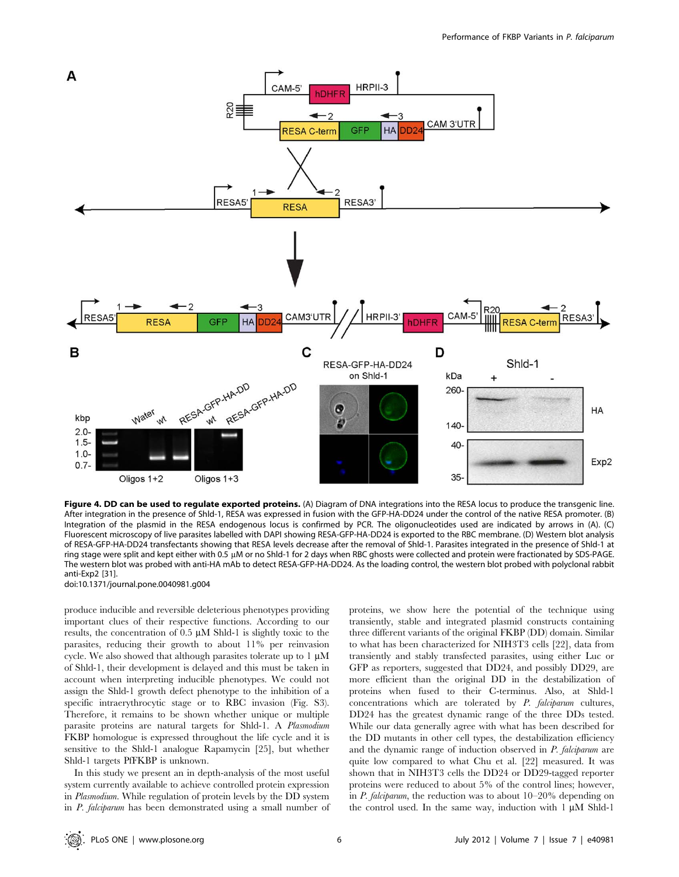**Figure 4. DD can be used to regulate exported proteins.** (A) Diagram of DNA integrations into the RESA locus to produce the transgenic line. After integration in the presence of Shld-1, RESA was expressed in fusion with the GFP-HA-DD24 under the control of the native RESA promoter. (B) Integration of the plasmid in the RESA endogenous locus is confirmed by PCR. The oligonucleotides used are indicated by arrows in (A). (C) Fluorescent microscopy of live parasites labelled with DAPI showing RESA-GFP-HA-DD24 is exported to the RBC membrane. (D) Western blot analysis of RESA-GFP-HA-DD24 transfectants showing that RESA levels decrease after the removal of Shld-1. Parasites integrated in the presence of Shld-1 at ring stage were split and kept either with 0.5 µM or no Shld-1 for 2 days when RBC ghosts were collected and protein were fractionated by SDS-PAGE. The western blot was probed with anti-HA mAb to detect RESA-GFP-HA-DD24. As the loading control, the western blot probed with polyclonal rabbit anti-Exp2 [31].

doi:10.1371/journal.pone.0040981.g004

produce inducible and reversible deleterious phenotypes providing important clues of their respective functions. According to our results, the concentration of 0.5 µM Shld-1 is slightly toxic to the parasites, reducing their growth to about 11% per reinvasion cycle. We also showed that although parasites tolerate up to 1 µM of Shld-1, their development is delayed and this must be taken in account when interpreting inducible phenotypes. We could not assign the Shld-1 growth defect phenotype to the inhibition of a specific intraerythrocytic stage or to RBC invasion (Fig. S3). Therefore, it remains to be shown whether unique or multiple parasite proteins are natural targets for Shld-1. A *Plasmodium* FKBP homologue is expressed throughout the life cycle and it is sensitive to the Shld-1 analogue Rapamycin [25], but whether Shld-1 targets PfFKBP is unknown.

In this study we present an in depth-analysis of the most useful system currently available to achieve controlled protein expression in *Plasmodium*. While regulation of protein levels by the DD system in *P. falciparum* has been demonstrated using a small number of proteins, we show here the potential of the technique using transiently, stable and integrated plasmid constructs containing three different variants of the original FKBP (DD) domain. Similar to what has been characterized for NIH3T3 cells [22], data from transiently and stably transfected parasites, using either Luc or GFP as reporters, suggested that DD24, and possibly DD29, are more efficient than the original DD in the destabilization of proteins when fused to their C-terminus. Also, at Shld-1 concentrations which are tolerated by *P. falciparum* cultures, DD24 has the greatest dynamic range of the three DDs tested. While our data generally agree with what has been described for the DD mutants in other cell types, the destabilization efficiency and the dynamic range of induction observed in *P. falciparum* are quite low compared to what Chu et al. [22] measured. It was shown that in NIH3T3 cells the DD24 or DD29-tagged reporter proteins were reduced to about 5% of the control lines; however, in *P. falciparum*, the reduction was to about 10–20% depending on the control used. In the same way, induction with 1 µM Shld-1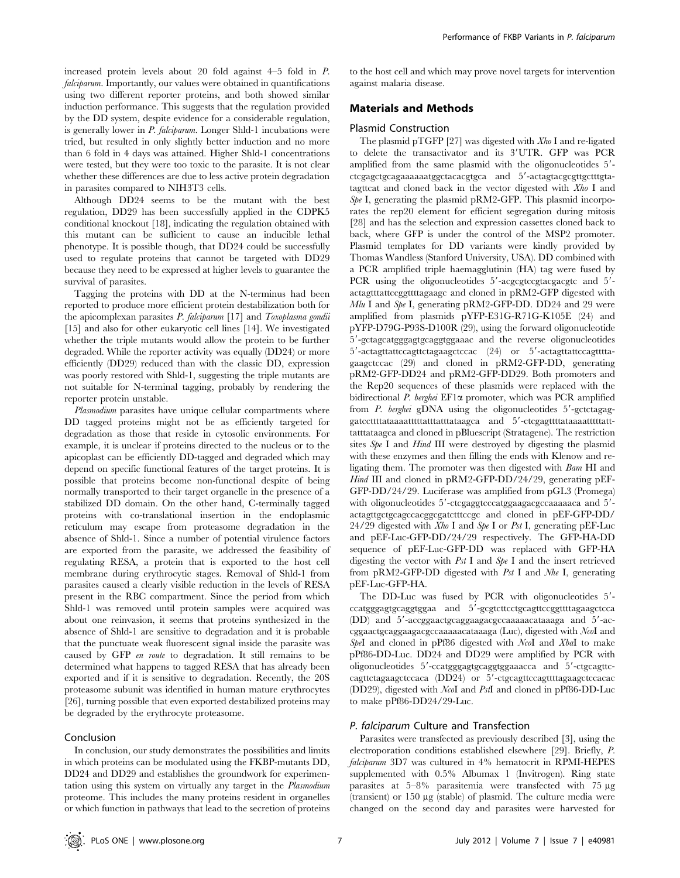increased protein levels about 20 fold against 4–5 fold in *P. falciparum*. Importantly, our values were obtained in quantifications using two different reporter proteins, and both showed similar induction performance. This suggests that the regulation provided by the DD system, despite evidence for a considerable regulation, is generally lower in *P. falciparum*. Longer Shld-1 incubations were tried, but resulted in only slightly better induction and no more than 6 fold in 4 days was attained. Higher Shld-1 concentrations were tested, but they were too toxic to the parasite. It is not clear whether these differences are due to less active protein degradation in parasites compared to NIH3T3 cells.

Although DD24 seems to be the mutant with the best regulation, DD29 has been successfully applied in the CDPK5 conditional knockout [18], indicating the regulation obtained with this mutant can be sufficient to cause an inducible lethal phenotype. It is possible though, that DD24 could be successfully used to regulate proteins that cannot be targeted with DD29 because they need to be expressed at higher levels to guarantee the survival of parasites.

Tagging the proteins with DD at the N-terminus had been reported to produce more efficient protein destabilization both for the apicomplexan parasites *P. falciparum* [17] and *Toxoplasma gondii* [15] and also for other eukaryotic cell lines [14]. We investigated whether the triple mutants would allow the protein to be further degraded. While the reporter activity was equally (DD24) or more efficiently (DD29) reduced than with the classic DD, expression was poorly restored with Shld-1, suggesting the triple mutants are not suitable for N-terminal tagging, probably by rendering the reporter protein unstable.

*Plasmodium* parasites have unique cellular compartments where DD tagged proteins might not be as efficiently targeted for degradation as those that reside in cytosolic environments. For example, it is unclear if proteins directed to the nucleus or to the apicoplast can be efficiently DD-tagged and degraded which may depend on specific functional features of the target proteins. It is possible that proteins become non-functional despite of being normally transported to their target organelle in the presence of a stabilized DD domain. On the other hand, C-terminally tagged proteins with co-translational insertion in the endoplasmic reticulum may escape from proteasome degradation in the absence of Shld-1. Since a number of potential virulence factors are exported from the parasite, we addressed the feasibility of regulating RESA, a protein that is exported to the host cell membrane during erythrocytic stages. Removal of Shld-1 from parasites caused a clearly visible reduction in the levels of RESA present in the RBC compartment. Since the period from which Shld-1 was removed until protein samples were acquired was about one reinvasion, it seems that proteins synthesized in the absence of Shld-1 are sensitive to degradation and it is probable that the punctuate weak fluorescent signal inside the parasite was caused by GFP *en route* to degradation. It still remains to be determined what happens to tagged RESA that has already been exported and if it is sensitive to degradation. Recently, the 20S proteasome subunit was identified in human mature erythrocytes [26], turning possible that even exported destabilized proteins may be degraded by the erythrocyte proteasome.

## Conclusion

In conclusion, our study demonstrates the possibilities and limits in which proteins can be modulated using the FKBP-mutants DD, DD24 and DD29 and establishes the groundwork for experimentation using this system on virtually any target in the *Plasmodium* proteome. This includes the many proteins resident in organelles or which function in pathways that lead to the secretion of proteins to the host cell and which may prove novel targets for intervention against malaria disease.

## Materials and Methods

### Plasmid Construction

The plasmid pTGFP [27] was digested with *Xho* I and re-ligated to delete the transactivator and its 3′UTR. GFP was PCR amplified from the same plasmid with the oligonucleotides 5′-ctcgagctgcagaaaaaatggctacacgtgca and 5′-actagtacgcgttgctttgtatagttcat and cloned back in the vector digested with *Xho* I and *Spe* I, generating the plasmid pRM2-GFP. This plasmid incorporates the rep20 element for efficient segregation during mitosis [28] and has the selection and expression cassettes cloned back to back, where GFP is under the control of the MSP2 promoter. Plasmid templates for DD variants were kindly provided by Thomas Wandless (Stanford University, USA). DD combined with a PCR amplified triple haemagglutinin (HA) tag were fused by PCR using the oligonucleotides 5′-acgcgtccgtacgacgtc and 5′-actagtttattccggttttagaagc and cloned in pRM2-GFP digested with *Mlu* I and *Spe* I, generating pRM2-GFP-DD. DD24 and 29 were amplified from plasmids pYFP-E31G-R71G-K105E (24) and pYFP-D79G-P93S-D100R (29), using the forward oligonucleotide 5′-gctagcatgggagtgcaggtggaaac and the reverse oligonucleotides 5′-actagttattccagttctagaagctccac (24) or 5′-actagttattccagttttagaagctccac (29) and cloned in pRM2-GFP-DD, generating pRM2-GFP-DD24 and pRM2-GFP-DD29. Both promoters and the Rep20 sequences of these plasmids were replaced with the bidirectional *P. berghei* EF1α promoter, which was PCR amplified from *P. berghei* gDNA using the oligonucleotides 5′-gctctagaggatcctttataaaatttttatttatttataagca and 5′-ctcgagttttataaaatttttatttatttataagca and cloned in pBluescript (Stratagene). The restriction sites *Spe* I and *Hind* III were destroyed by digesting the plasmid with these enzymes and then filling the ends with Klenow and re-ligating them. The promoter was then digested with *Bam* HI and *Hind* III and cloned in pRM2-GFP-DD/24/29, generating pEF-GFP-DD/24/29. Luciferase was amplified from pGL3 (Promega) with oligonucleotides 5′-ctcgaggtcccatggaagacgccaaaaaca and 5′-actagttgctgcagccacggcgatctttccgc and cloned in pEF-GFP-DD/24/29 digested with *Xho* I and *Spe* I or *Pst* I, generating pEF-Luc and pEF-Luc-GFP-DD/24/29 respectively. The GFP-HA-DD sequence of pEF-Luc-GFP-DD was replaced with GFP-HA digesting the vector with *Pst* I and *Spe* I and the insert retrieved from pRM2-GFP-DD digested with *Pst* I and *Nhe* I, generating pEF-Luc-GFP-HA.

The DD-Luc was fused by PCR with oligonucleotides 5′-ccatgggagtgcaggtggaa and 5′-gcgtcttcctgcagttccggttttagaagctcca (DD) and 5′-accggaactgcaggaagacgccaaaaacataaaga and 5′-accggaactgcaggaagacgccaaaaacataaaga (Luc), digested with *Nco*I and *Spe*I and cloned in pPf86 digested with *Nco*I and *Xba*I to make pPf86-DD-Luc. DD24 and DD29 were amplified by PCR with oligonucleotides 5′-ccatgggagtgcaggtggaaacca and 5′-ctgcagttccagttctagaagctccaca (DD24) or 5′-ctgcagttccagttttagaagctccacac (DD29), digested with *Nco*I and *Pst*I and cloned in pPf86-DD-Luc to make pPf86-DD24/29-Luc.

### *P. falciparum* Culture and Transfection

Parasites were transfected as previously described [3], using the electroporation conditions established elsewhere [29]. Briefly, *P. falciparum* 3D7 was cultured in 4% hematocrit in RPMI-HEPES supplemented with 0.5% Albumax 1 (Invitrogen). Ring state parasites at 5–8% parasitemia were transfected with 75 µg (transient) or 150 µg (stable) of plasmid. The culture media were changed on the second day and parasites were harvested for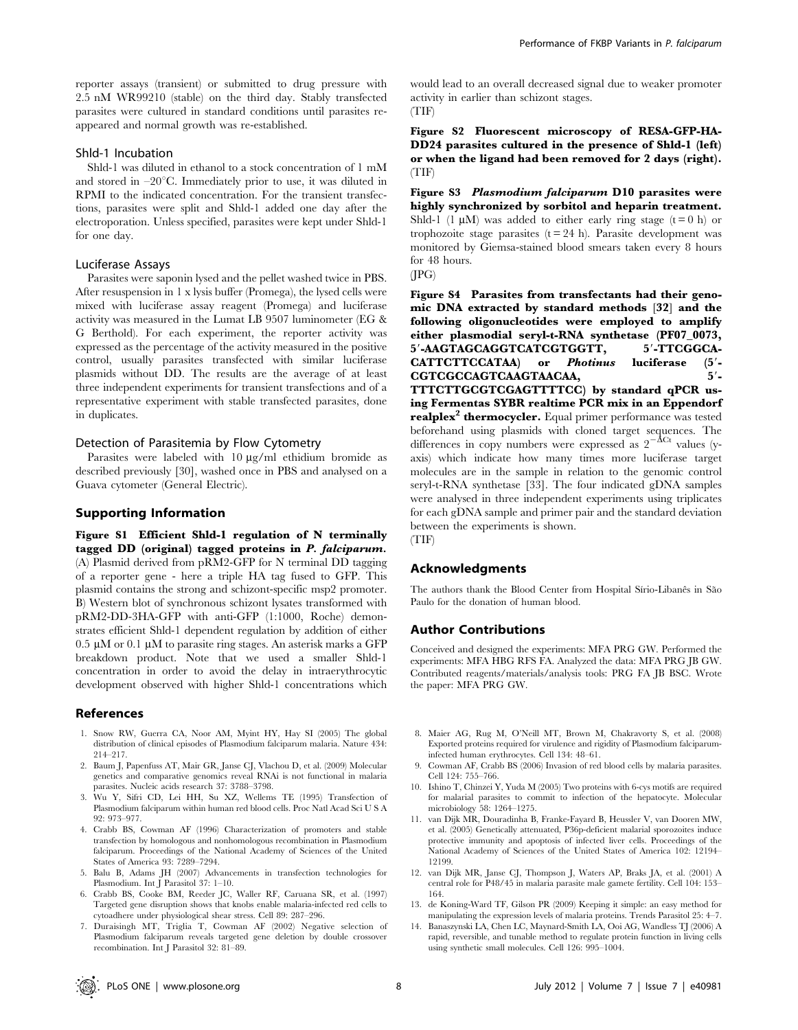reporter assays (transient) or submitted to drug pressure with 2.5 nM WR99210 (stable) on the third day. Stably transfected parasites were cultured in standard conditions until parasites re-appeared and normal growth was re-established.

### Shld-1 Incubation

Shld-1 was diluted in ethanol to a stock concentration of 1 mM and stored in –20°C. Immediately prior to use, it was diluted in RPMI to the indicated concentration. For the transient transfections, parasites were split and Shld-1 added one day after the electroporation. Unless specified, parasites were kept under Shld-1 for one day.

### Luciferase Assays

Parasites were saponin lysed and the pellet washed twice in PBS. After resuspension in 1 x lysis buffer (Promega), the lysed cells were mixed with luciferase assay reagent (Promega) and luciferase activity was measured in the Lumat LB 9507 luminometer (EG & G Berthold). For each experiment, the reporter activity was expressed as the percentage of the activity measured in the positive control, usually parasites transfected with similar luciferase plasmids without DD. The results are the average of at least three independent experiments for transient transfections and of a representative experiment with stable transfected parasites, done in duplicates.

### Detection of Parasitemia by Flow Cytometry

Parasites were labeled with 10 µg/ml ethidium bromide as described previously [30], washed once in PBS and analysed on a Guava cytometer (General Electric).

## Supporting Information

**Figure S1 Efficient Shld-1 regulation of N terminally tagged DD (original) tagged proteins in *P. falciparum*.** (A) Plasmid derived from pRM2-GFP for N terminal DD tagging of a reporter gene - here a triple HA tag fused to GFP. This plasmid contains the strong and schizont-specific msp2 promoter. B) Western blot of synchronous schizont lysates transformed with pRM2-DD-3HA-GFP with anti-GFP (1:1000, Roche) demonstrates efficient Shld-1 dependent regulation by addition of either 0.5 µM or 0.1 µM to parasite ring stages. An asterisk marks a GFP breakdown product. Note that we used a smaller Shld-1 concentration in order to avoid the delay in intraerythrocytic development observed with higher Shld-1 concentrations which would lead to an overall decreased signal due to weaker promoter activity in earlier than schizont stages.
(TIF)

**Figure S2 Fluorescent microscopy of RESA-GFP-HA-DD24 parasites cultured in the presence of Shld-1 (left) or when the ligand had been removed for 2 days (right).**
(TIF)

**Figure S3 *Plasmodium falciparum* D10 parasites were highly synchronized by sorbitol and heparin treatment.** Shld-1 (1 µM) was added to either early ring stage (t = 0 h) or trophozoite stage parasites (t = 24 h). Parasite development was monitored by Giemsa-stained blood smears taken every 8 hours for 48 hours.
(JPG)

**Figure S4 Parasites from transfectants had their genomic DNA extracted by standard methods [32] and the following oligonucleotides were employed to amplify either plasmodial seryl-t-RNA synthetase (PF07_0073, 5′-AAGTAGCAGGTCATCGTGGTT, 5′-TTCGGCA-CATTCTTCCATAA) or *Photinus* luciferase (5′-CGTCGCCAGTCAAGTAACAA, 5′-TTTCTTGCGTCGAGTTTTCC) by standard qPCR using Fermentas SYBR realtime PCR mix in an Eppendorf realplex$^2$ thermocycler.** Equal primer performance was tested beforehand using plasmids with cloned target sequences. The differences in copy numbers were expressed as $2^{-\Delta Ct}$ values (y-axis) which indicate how many times more luciferase target molecules are in the sample in relation to the genomic control seryl-t-RNA synthetase [33]. The four indicated gDNA samples were analysed in three independent experiments using triplicates for each gDNA sample and primer pair and the standard deviation between the experiments is shown.
(TIF)

## Acknowledgments

The authors thank the Blood Center from Hospital Sírio-Libanês in São Paulo for the donation of human blood.

## Author Contributions

Conceived and designed the experiments: MFA PRG GW. Performed the experiments: MFA HBG RFS FA. Analyzed the data: MFA PRG JB GW. Contributed reagents/materials/analysis tools: PRG FA JB BSC. Wrote the paper: MFA PRG GW.

## References

1. Snow RW, Guerra CA, Noor AM, Myint HY, Hay SI (2005) The global distribution of clinical episodes of Plasmodium falciparum malaria. Nature 434: 214–217.
2. Baum J, Papenfuss AT, Mair GR, Janse CJ, Vlachou D, et al. (2009) Molecular genetics and comparative genomics reveal RNAi is not functional in malaria parasites. Nucleic acids research 37: 3788–3798.
3. Wu Y, Sifri CD, Lei HH, Su XZ, Wellems TE (1995) Transfection of Plasmodium falciparum within human red blood cells. Proc Natl Acad Sci U S A 92: 973–977.
4. Crabb BS, Cowman AF (1996) Characterization of promoters and stable transfection by homologous and nonhomologous recombination in Plasmodium falciparum. Proceedings of the National Academy of Sciences of the United States of America 93: 7289–7294.
5. Balu B, Adams JH (2007) Advancements in transfection technologies for Plasmodium. Int J Parasitol 37: 1–10.
6. Crabb BS, Cooke BM, Reeder JC, Waller RF, Caruana SR, et al. (1997) Targeted gene disruption shows that knobs enable malaria-infected red cells to cytoadhere under physiological shear stress. Cell 89: 287–296.
7. Duraisingh MT, Triglia T, Cowman AF (2002) Negative selection of Plasmodium falciparum reveals targeted gene deletion by double crossover recombination. Int J Parasitol 32: 81–89.
8. Maier AG, Rug M, O'Neill MT, Brown M, Chakravorty S, et al. (2008) Exported proteins required for virulence and rigidity of Plasmodium falciparum-infected human erythrocytes. Cell 134: 48–61.
9. Cowman AF, Crabb BS (2006) Invasion of red blood cells by malaria parasites. Cell 124: 755–766.
10. Ishino T, Chinzei Y, Yuda M (2005) Two proteins with 6-cys motifs are required for malarial parasites to commit to infection of the hepatocyte. Molecular microbiology 58: 1264–1275.
11. van Dijk MR, Douradinha B, Franke-Fayard B, Heussler V, van Dooren MW, et al. (2005) Genetically attenuated, P36p-deficient malarial sporozoites induce protective immunity and apoptosis of infected liver cells. Proceedings of the National Academy of Sciences of the United States of America 102: 12194–12199.
12. van Dijk MR, Janse CJ, Thompson J, Waters AP, Braks JA, et al. (2001) A central role for P48/45 in malaria parasite male gamete fertility. Cell 104: 153–164.
13. de Koning-Ward TF, Gilson PR (2009) Keeping it simple: an easy method for manipulating the expression levels of malaria proteins. Trends Parasitol 25: 4–7.
14. Banaszynski LA, Chen LC, Maynard-Smith LA, Ooi AG, Wandless TJ (2006) A rapid, reversible, and tunable method to regulate protein function in living cells using synthetic small molecules. Cell 126: 995–1004.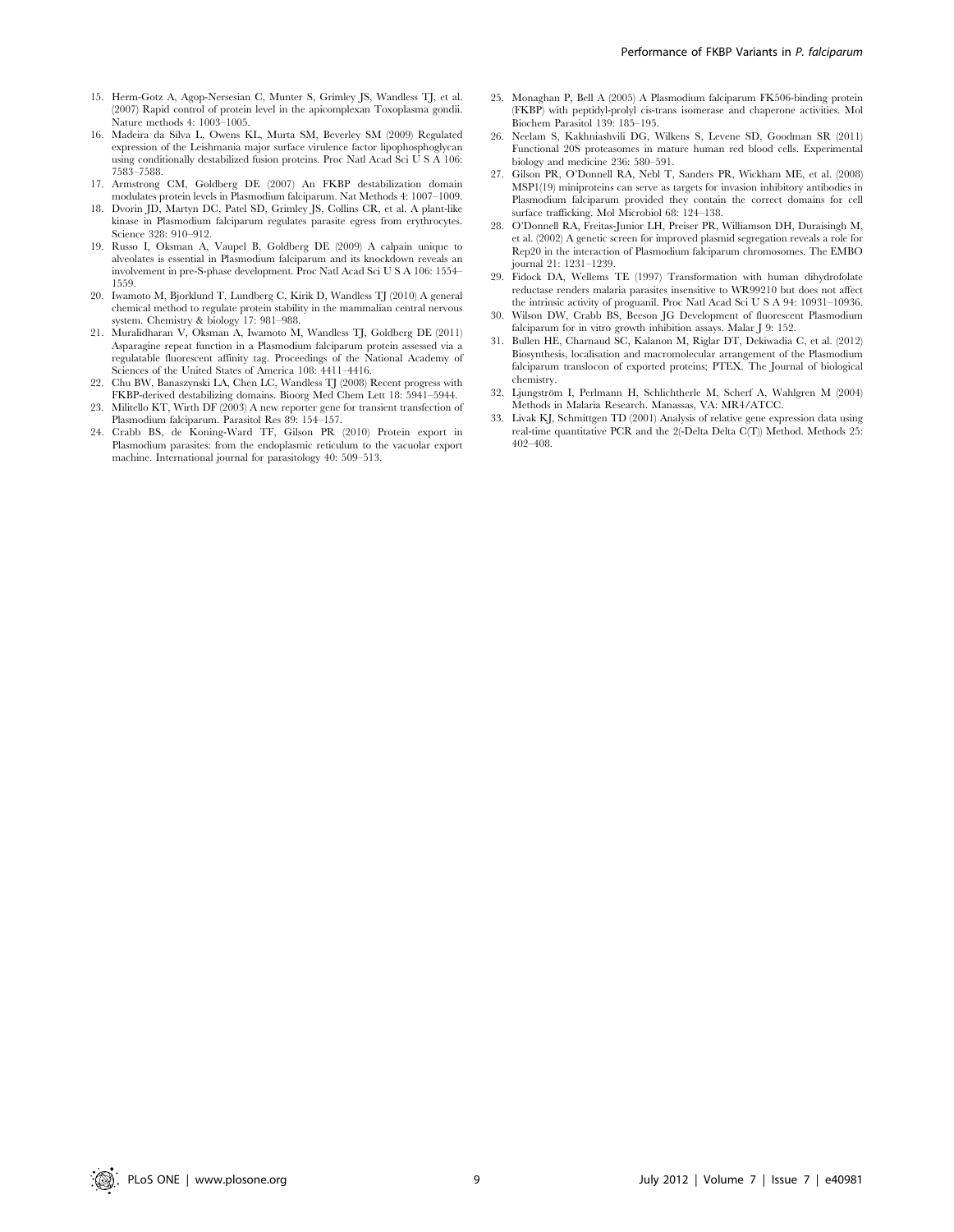15. Herm-Gotz A, Agop-Nersesian C, Munter S, Grimley JS, Wandless TJ, et al. (2007) Rapid control of protein level in the apicomplexan Toxoplasma gondii. Nature methods 4: 1003–1005.
16. Madeira da Silva L, Owens KL, Murta SM, Beverley SM (2009) Regulated expression of the Leishmania major surface virulence factor lipophosphoglycan using conditionally destabilized fusion proteins. Proc Natl Acad Sci U S A 106: 7583–7588.
17. Armstrong CM, Goldberg DE (2007) An FKBP destabilization domain modulates protein levels in Plasmodium falciparum. Nat Methods 4: 1007–1009.
18. Dvorin JD, Martyn DC, Patel SD, Grimley JS, Collins CR, et al. A plant-like kinase in Plasmodium falciparum regulates parasite egress from erythrocytes. Science 328: 910–912.
19. Russo I, Oksman A, Vaupel B, Goldberg DE (2009) A calpain unique to alveolates is essential in Plasmodium falciparum and its knockdown reveals an involvement in pre-S-phase development. Proc Natl Acad Sci U S A 106: 1554–1559.
20. Iwamoto M, Bjorklund T, Lundberg C, Kirik D, Wandless TJ (2010) A general chemical method to regulate protein stability in the mammalian central nervous system. Chemistry & biology 17: 981–988.
21. Muralidharan V, Oksman A, Iwamoto M, Wandless TJ, Goldberg DE (2011) Asparagine repeat function in a Plasmodium falciparum protein assessed via a regulatable fluorescent affinity tag. Proceedings of the National Academy of Sciences of the United States of America 108: 4411–4416.
22. Chu BW, Banaszynski LA, Chen LC, Wandless TJ (2008) Recent progress with FKBP-derived destabilizing domains. Bioorg Med Chem Lett 18: 5941–5944.
23. Militello KT, Wirth DF (2003) A new reporter gene for transient transfection of Plasmodium falciparum. Parasitol Res 89: 154–157.
24. Crabb BS, de Koning-Ward TF, Gilson PR (2010) Protein export in Plasmodium parasites: from the endoplasmic reticulum to the vacuolar export machine. International journal for parasitology 40: 509–513.
25. Monaghan P, Bell A (2005) A Plasmodium falciparum FK506-binding protein (FKBP) with peptidyl-prolyl cis-trans isomerase and chaperone activities. Mol Biochem Parasitol 139: 185–195.
26. Neelam S, Kakhniashvili DG, Wilkens S, Levene SD, Goodman SR (2011) Functional 20S proteasomes in mature human red blood cells. Experimental biology and medicine 236: 580–591.
27. Gilson PR, O'Donnell RA, Nebl T, Sanders PR, Wickham ME, et al. (2008) MSP1(19) miniproteins can serve as targets for invasion inhibitory antibodies in Plasmodium falciparum provided they contain the correct domains for cell surface trafficking. Mol Microbiol 68: 124–138.
28. O'Donnell RA, Freitas-Junior LH, Preiser PR, Williamson DH, Duraisingh M, et al. (2002) A genetic screen for improved plasmid segregation reveals a role for Rep20 in the interaction of Plasmodium falciparum chromosomes. The EMBO journal 21: 1231–1239.
29. Fidock DA, Wellems TE (1997) Transformation with human dihydrofolate reductase renders malaria parasites insensitive to WR99210 but does not affect the intrinsic activity of proguanil. Proc Natl Acad Sci U S A 94: 10931–10936.
30. Wilson DW, Crabb BS, Beeson JG Development of fluorescent Plasmodium falciparum for in vitro growth inhibition assays. Malar J 9: 152.
31. Bullen HE, Charnaud SC, Kalanon M, Riglar DT, Dekiwadia C, et al. (2012) Biosynthesis, localisation and macromolecular arrangement of the Plasmodium falciparum translocon of exported proteins; PTEX. The Journal of biological chemistry.
32. Ljungström I, Perlmann H, Schlichtherle M, Scherf A, Wahlgren M (2004) Methods in Malaria Research. Manassas, VA: MR4/ATCC.
33. Livak KJ, Schmittgen TD (2001) Analysis of relative gene expression data using real-time quantitative PCR and the 2(-Delta Delta C(T)) Method. Methods 25: 402–408.